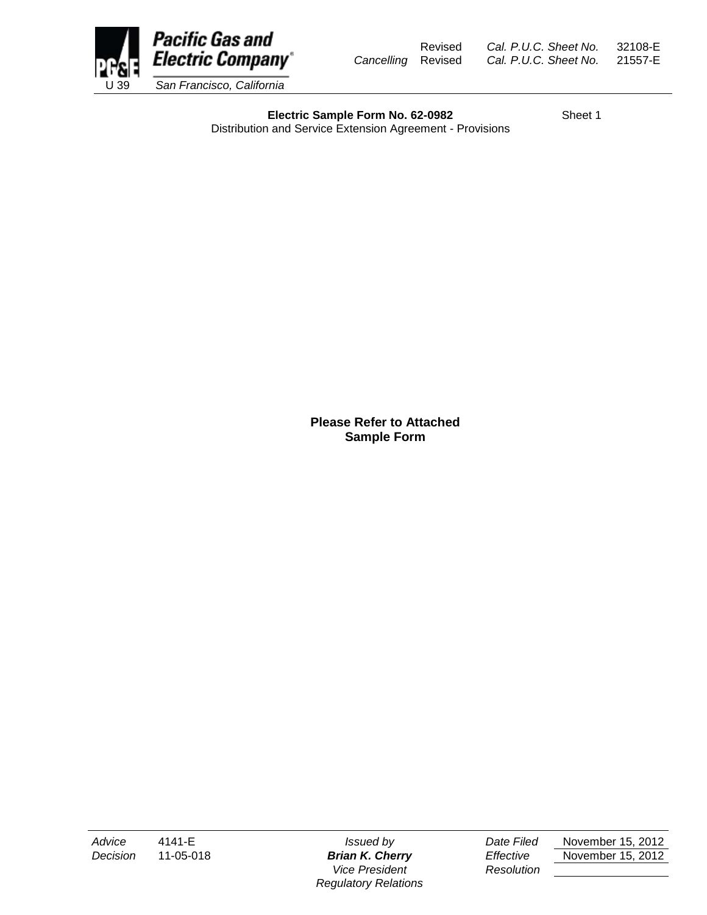Pacific Gas and Electric Company
U 39 San Francisco, California

Revised Cal. P.U.C. Sheet No. 32108-E
Cancelling Revised Cal. P.U.C. Sheet No. 21557-E

**Electric Sample Form No. 62-0982** Sheet 1
Distribution and Service Extension Agreement - Provisions

**Please Refer to Attached Sample Form**

| | | | | |
|---|---|---|---|---|
| *Advice* | 4141-E | *Issued by* | *Date Filed* | November 15, 2012 |
| *Decision* | 11-05-018 | ***Brian K. Cherry*** | *Effective* | November 15, 2012 |
| | | *Vice President* | *Resolution* | |
| | | *Regulatory Relations* | | |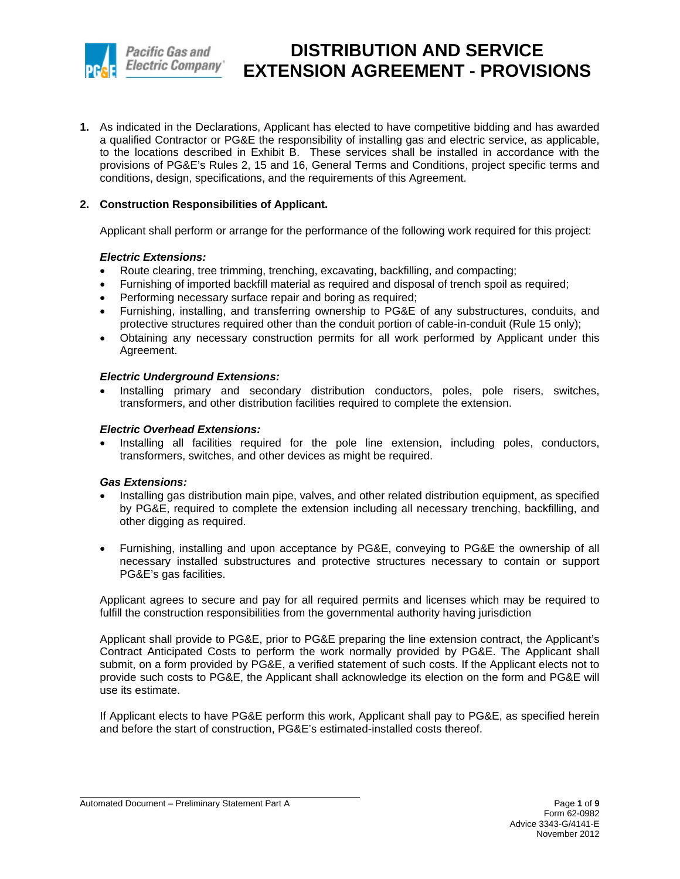# DISTRIBUTION AND SERVICE EXTENSION AGREEMENT - PROVISIONS

**1.** As indicated in the Declarations, Applicant has elected to have competitive bidding and has awarded a qualified Contractor or PG&E the responsibility of installing gas and electric service, as applicable, to the locations described in Exhibit B. These services shall be installed in accordance with the provisions of PG&E's Rules 2, 15 and 16, General Terms and Conditions, project specific terms and conditions, design, specifications, and the requirements of this Agreement.

**2. Construction Responsibilities of Applicant.**

Applicant shall perform or arrange for the performance of the following work required for this project:

***Electric Extensions:***

- Route clearing, tree trimming, trenching, excavating, backfilling, and compacting;
- Furnishing of imported backfill material as required and disposal of trench spoil as required;
- Performing necessary surface repair and boring as required;
- Furnishing, installing, and transferring ownership to PG&E of any substructures, conduits, and protective structures required other than the conduit portion of cable-in-conduit (Rule 15 only);
- Obtaining any necessary construction permits for all work performed by Applicant under this Agreement.

***Electric Underground Extensions:***

- Installing primary and secondary distribution conductors, poles, pole risers, switches, transformers, and other distribution facilities required to complete the extension.

***Electric Overhead Extensions:***

- Installing all facilities required for the pole line extension, including poles, conductors, transformers, switches, and other devices as might be required.

***Gas Extensions:***

- Installing gas distribution main pipe, valves, and other related distribution equipment, as specified by PG&E, required to complete the extension including all necessary trenching, backfilling, and other digging as required.
- Furnishing, installing and upon acceptance by PG&E, conveying to PG&E the ownership of all necessary installed substructures and protective structures necessary to contain or support PG&E's gas facilities.

Applicant agrees to secure and pay for all required permits and licenses which may be required to fulfill the construction responsibilities from the governmental authority having jurisdiction

Applicant shall provide to PG&E, prior to PG&E preparing the line extension contract, the Applicant's Contract Anticipated Costs to perform the work normally provided by PG&E. The Applicant shall submit, on a form provided by PG&E, a verified statement of such costs. If the Applicant elects not to provide such costs to PG&E, the Applicant shall acknowledge its election on the form and PG&E will use its estimate.

If Applicant elects to have PG&E perform this work, Applicant shall pay to PG&E, as specified herein and before the start of construction, PG&E's estimated-installed costs thereof.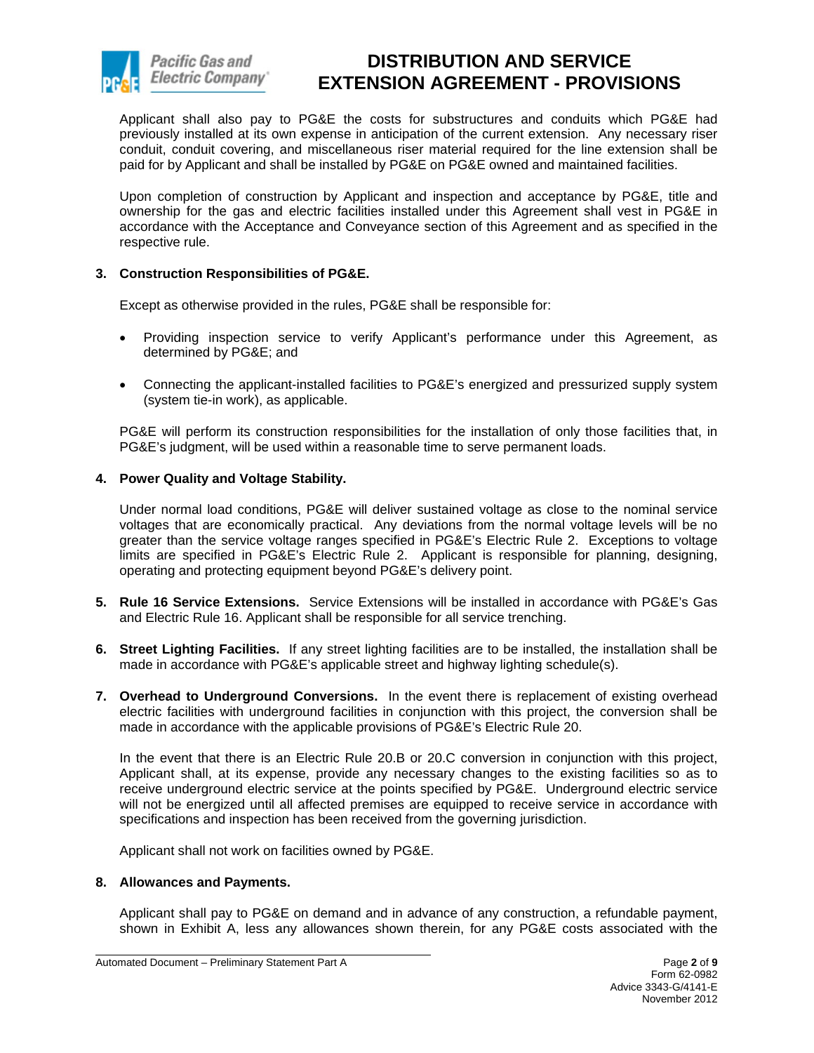Applicant shall also pay to PG&E the costs for substructures and conduits which PG&E had previously installed at its own expense in anticipation of the current extension. Any necessary riser conduit, conduit covering, and miscellaneous riser material required for the line extension shall be paid for by Applicant and shall be installed by PG&E on PG&E owned and maintained facilities.

Upon completion of construction by Applicant and inspection and acceptance by PG&E, title and ownership for the gas and electric facilities installed under this Agreement shall vest in PG&E in accordance with the Acceptance and Conveyance section of this Agreement and as specified in the respective rule.

**3. Construction Responsibilities of PG&E.**

Except as otherwise provided in the rules, PG&E shall be responsible for:

- Providing inspection service to verify Applicant's performance under this Agreement, as determined by PG&E; and
- Connecting the applicant-installed facilities to PG&E's energized and pressurized supply system (system tie-in work), as applicable.

PG&E will perform its construction responsibilities for the installation of only those facilities that, in PG&E's judgment, will be used within a reasonable time to serve permanent loads.

**4. Power Quality and Voltage Stability.**

Under normal load conditions, PG&E will deliver sustained voltage as close to the nominal service voltages that are economically practical. Any deviations from the normal voltage levels will be no greater than the service voltage ranges specified in PG&E's Electric Rule 2. Exceptions to voltage limits are specified in PG&E's Electric Rule 2. Applicant is responsible for planning, designing, operating and protecting equipment beyond PG&E's delivery point.

**5. Rule 16 Service Extensions.** Service Extensions will be installed in accordance with PG&E's Gas and Electric Rule 16. Applicant shall be responsible for all service trenching.

**6. Street Lighting Facilities.** If any street lighting facilities are to be installed, the installation shall be made in accordance with PG&E's applicable street and highway lighting schedule(s).

**7. Overhead to Underground Conversions.** In the event there is replacement of existing overhead electric facilities with underground facilities in conjunction with this project, the conversion shall be made in accordance with the applicable provisions of PG&E's Electric Rule 20.

In the event that there is an Electric Rule 20.B or 20.C conversion in conjunction with this project, Applicant shall, at its expense, provide any necessary changes to the existing facilities so as to receive underground electric service at the points specified by PG&E. Underground electric service will not be energized until all affected premises are equipped to receive service in accordance with specifications and inspection has been received from the governing jurisdiction.

Applicant shall not work on facilities owned by PG&E.

**8. Allowances and Payments.**

Applicant shall pay to PG&E on demand and in advance of any construction, a refundable payment, shown in Exhibit A, less any allowances shown therein, for any PG&E costs associated with the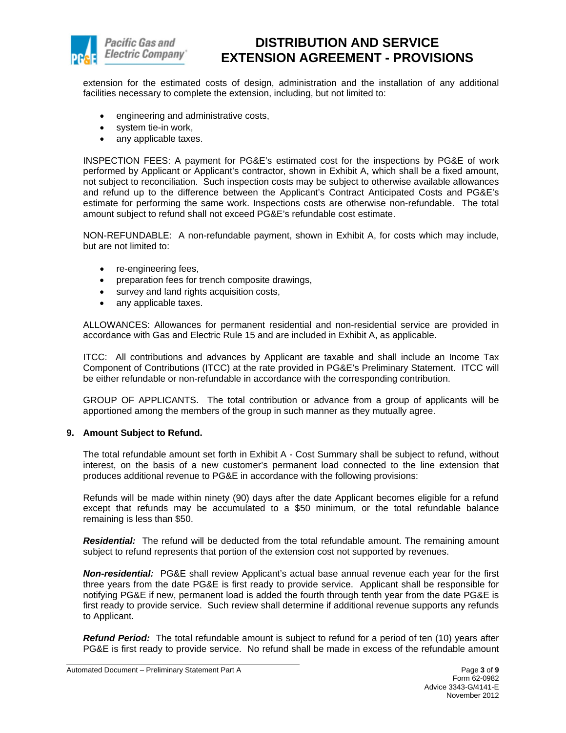extension for the estimated costs of design, administration and the installation of any additional facilities necessary to complete the extension, including, but not limited to:

- engineering and administrative costs,
- system tie-in work,
- any applicable taxes.

INSPECTION FEES: A payment for PG&E's estimated cost for the inspections by PG&E of work performed by Applicant or Applicant's contractor, shown in Exhibit A, which shall be a fixed amount, not subject to reconciliation. Such inspection costs may be subject to otherwise available allowances and refund up to the difference between the Applicant's Contract Anticipated Costs and PG&E's estimate for performing the same work. Inspections costs are otherwise non-refundable. The total amount subject to refund shall not exceed PG&E's refundable cost estimate.

NON-REFUNDABLE: A non-refundable payment, shown in Exhibit A, for costs which may include, but are not limited to:

- re-engineering fees,
- preparation fees for trench composite drawings,
- survey and land rights acquisition costs,
- any applicable taxes.

ALLOWANCES: Allowances for permanent residential and non-residential service are provided in accordance with Gas and Electric Rule 15 and are included in Exhibit A, as applicable.

ITCC: All contributions and advances by Applicant are taxable and shall include an Income Tax Component of Contributions (ITCC) at the rate provided in PG&E's Preliminary Statement. ITCC will be either refundable or non-refundable in accordance with the corresponding contribution.

GROUP OF APPLICANTS. The total contribution or advance from a group of applicants will be apportioned among the members of the group in such manner as they mutually agree.

**9. Amount Subject to Refund.**

The total refundable amount set forth in Exhibit A - Cost Summary shall be subject to refund, without interest, on the basis of a new customer's permanent load connected to the line extension that produces additional revenue to PG&E in accordance with the following provisions:

Refunds will be made within ninety (90) days after the date Applicant becomes eligible for a refund except that refunds may be accumulated to a $50 minimum, or the total refundable balance remaining is less than $50.

***Residential:*** The refund will be deducted from the total refundable amount. The remaining amount subject to refund represents that portion of the extension cost not supported by revenues.

***Non-residential:*** PG&E shall review Applicant's actual base annual revenue each year for the first three years from the date PG&E is first ready to provide service. Applicant shall be responsible for notifying PG&E if new, permanent load is added the fourth through tenth year from the date PG&E is first ready to provide service. Such review shall determine if additional revenue supports any refunds to Applicant.

***Refund Period:*** The total refundable amount is subject to refund for a period of ten (10) years after PG&E is first ready to provide service. No refund shall be made in excess of the refundable amount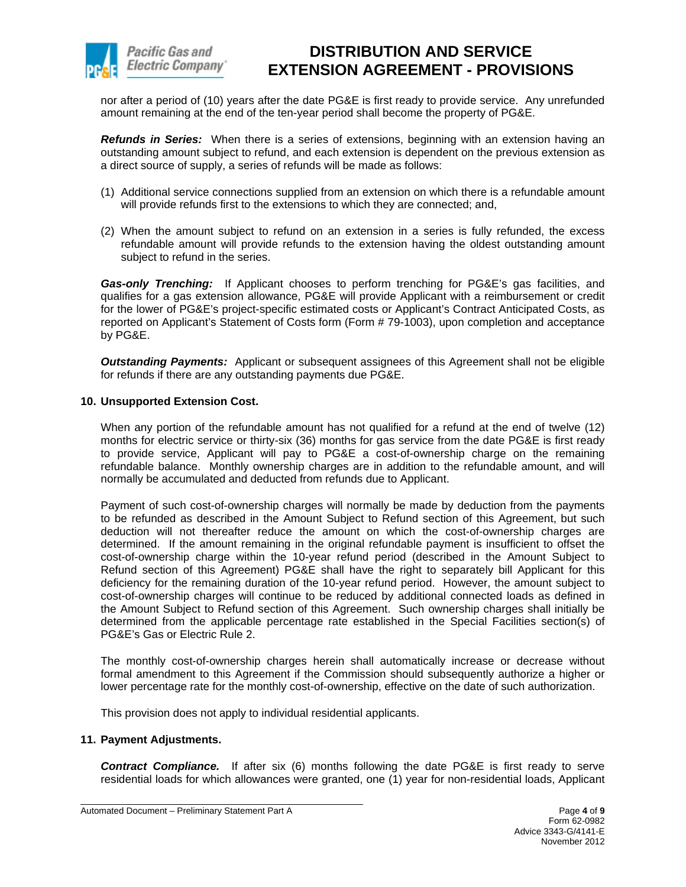nor after a period of (10) years after the date PG&E is first ready to provide service. Any unrefunded amount remaining at the end of the ten-year period shall become the property of PG&E.

***Refunds in Series:*** When there is a series of extensions, beginning with an extension having an outstanding amount subject to refund, and each extension is dependent on the previous extension as a direct source of supply, a series of refunds will be made as follows:

(1) Additional service connections supplied from an extension on which there is a refundable amount will provide refunds first to the extensions to which they are connected; and,

(2) When the amount subject to refund on an extension in a series is fully refunded, the excess refundable amount will provide refunds to the extension having the oldest outstanding amount subject to refund in the series.

***Gas-only Trenching:*** If Applicant chooses to perform trenching for PG&E's gas facilities, and qualifies for a gas extension allowance, PG&E will provide Applicant with a reimbursement or credit for the lower of PG&E's project-specific estimated costs or Applicant's Contract Anticipated Costs, as reported on Applicant's Statement of Costs form (Form # 79-1003), upon completion and acceptance by PG&E.

***Outstanding Payments:*** Applicant or subsequent assignees of this Agreement shall not be eligible for refunds if there are any outstanding payments due PG&E.

**10. Unsupported Extension Cost.**

When any portion of the refundable amount has not qualified for a refund at the end of twelve (12) months for electric service or thirty-six (36) months for gas service from the date PG&E is first ready to provide service, Applicant will pay to PG&E a cost-of-ownership charge on the remaining refundable balance. Monthly ownership charges are in addition to the refundable amount, and will normally be accumulated and deducted from refunds due to Applicant.

Payment of such cost-of-ownership charges will normally be made by deduction from the payments to be refunded as described in the Amount Subject to Refund section of this Agreement, but such deduction will not thereafter reduce the amount on which the cost-of-ownership charges are determined. If the amount remaining in the original refundable payment is insufficient to offset the cost-of-ownership charge within the 10-year refund period (described in the Amount Subject to Refund section of this Agreement) PG&E shall have the right to separately bill Applicant for this deficiency for the remaining duration of the 10-year refund period. However, the amount subject to cost-of-ownership charges will continue to be reduced by additional connected loads as defined in the Amount Subject to Refund section of this Agreement. Such ownership charges shall initially be determined from the applicable percentage rate established in the Special Facilities section(s) of PG&E's Gas or Electric Rule 2.

The monthly cost-of-ownership charges herein shall automatically increase or decrease without formal amendment to this Agreement if the Commission should subsequently authorize a higher or lower percentage rate for the monthly cost-of-ownership, effective on the date of such authorization.

This provision does not apply to individual residential applicants.

**11. Payment Adjustments.**

***Contract Compliance.*** If after six (6) months following the date PG&E is first ready to serve residential loads for which allowances were granted, one (1) year for non-residential loads, Applicant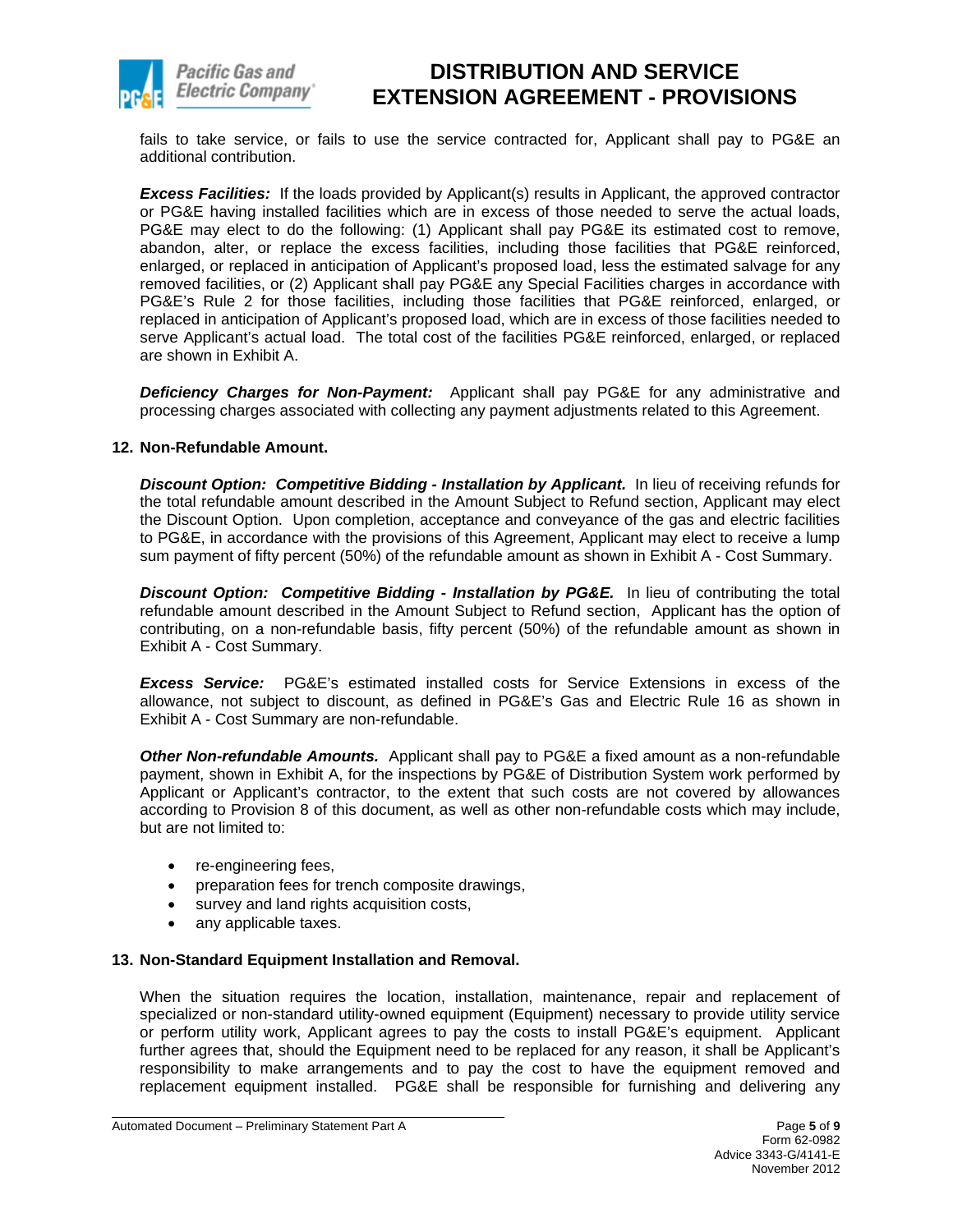fails to take service, or fails to use the service contracted for, Applicant shall pay to PG&E an additional contribution.

***Excess Facilities:*** If the loads provided by Applicant(s) results in Applicant, the approved contractor or PG&E having installed facilities which are in excess of those needed to serve the actual loads, PG&E may elect to do the following: (1) Applicant shall pay PG&E its estimated cost to remove, abandon, alter, or replace the excess facilities, including those facilities that PG&E reinforced, enlarged, or replaced in anticipation of Applicant's proposed load, less the estimated salvage for any removed facilities, or (2) Applicant shall pay PG&E any Special Facilities charges in accordance with PG&E's Rule 2 for those facilities, including those facilities that PG&E reinforced, enlarged, or replaced in anticipation of Applicant's proposed load, which are in excess of those facilities needed to serve Applicant's actual load. The total cost of the facilities PG&E reinforced, enlarged, or replaced are shown in Exhibit A.

***Deficiency Charges for Non-Payment:*** Applicant shall pay PG&E for any administrative and processing charges associated with collecting any payment adjustments related to this Agreement.

**12. Non-Refundable Amount.**

***Discount Option: Competitive Bidding - Installation by Applicant.*** In lieu of receiving refunds for the total refundable amount described in the Amount Subject to Refund section, Applicant may elect the Discount Option. Upon completion, acceptance and conveyance of the gas and electric facilities to PG&E, in accordance with the provisions of this Agreement, Applicant may elect to receive a lump sum payment of fifty percent (50%) of the refundable amount as shown in Exhibit A - Cost Summary.

***Discount Option: Competitive Bidding - Installation by PG&E.*** In lieu of contributing the total refundable amount described in the Amount Subject to Refund section, Applicant has the option of contributing, on a non-refundable basis, fifty percent (50%) of the refundable amount as shown in Exhibit A - Cost Summary.

***Excess Service:*** PG&E's estimated installed costs for Service Extensions in excess of the allowance, not subject to discount, as defined in PG&E's Gas and Electric Rule 16 as shown in Exhibit A - Cost Summary are non-refundable.

***Other Non-refundable Amounts.*** Applicant shall pay to PG&E a fixed amount as a non-refundable payment, shown in Exhibit A, for the inspections by PG&E of Distribution System work performed by Applicant or Applicant's contractor, to the extent that such costs are not covered by allowances according to Provision 8 of this document, as well as other non-refundable costs which may include, but are not limited to:

- re-engineering fees,
- preparation fees for trench composite drawings,
- survey and land rights acquisition costs,
- any applicable taxes.

**13. Non-Standard Equipment Installation and Removal.**

When the situation requires the location, installation, maintenance, repair and replacement of specialized or non-standard utility-owned equipment (Equipment) necessary to provide utility service or perform utility work, Applicant agrees to pay the costs to install PG&E's equipment. Applicant further agrees that, should the Equipment need to be replaced for any reason, it shall be Applicant's responsibility to make arrangements and to pay the cost to have the equipment removed and replacement equipment installed. PG&E shall be responsible for furnishing and delivering any

Automated Document – Preliminary Statement Part A

Form 62-0982
Advice 3343-G/4141-E
November 2012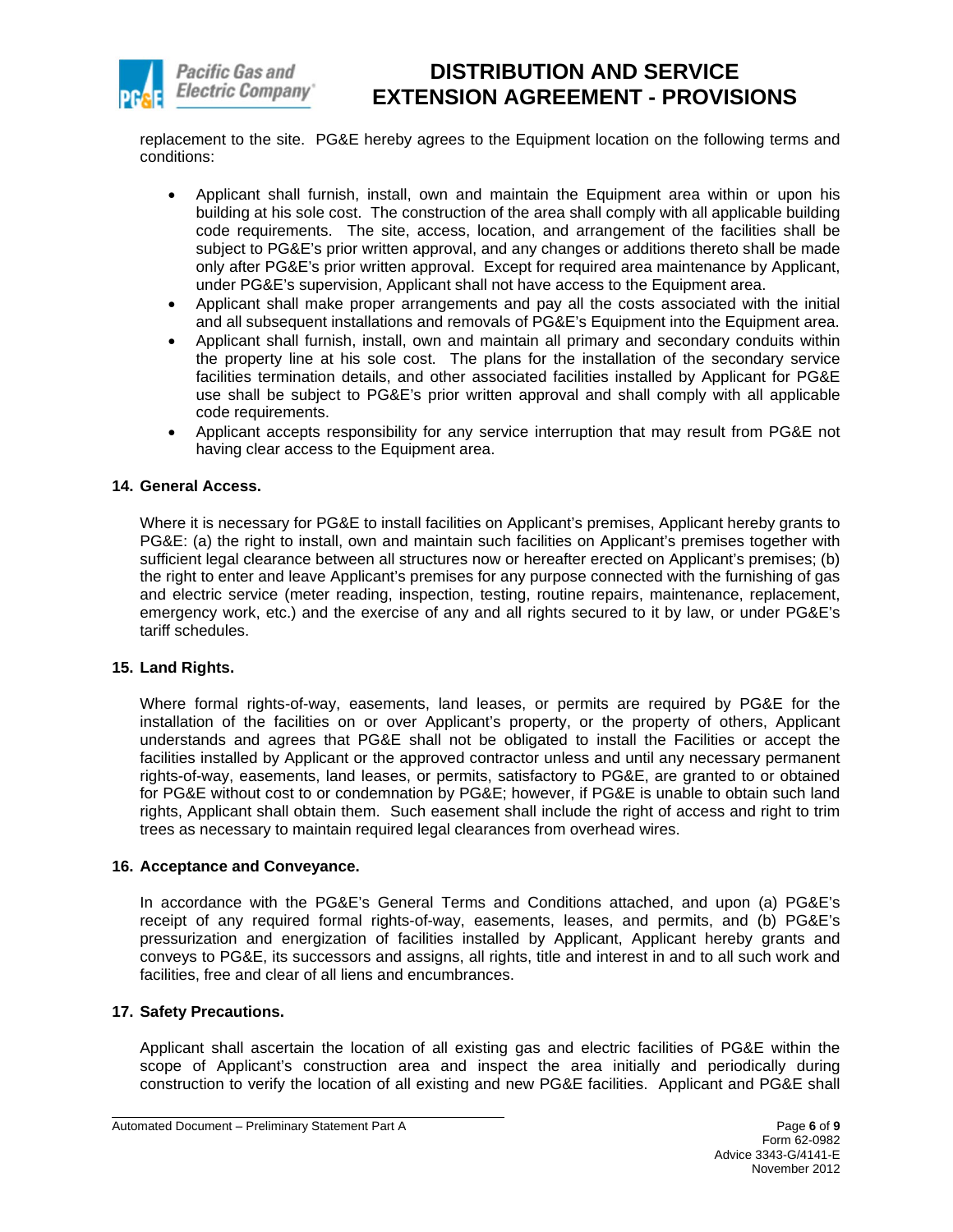replacement to the site. PG&E hereby agrees to the Equipment location on the following terms and conditions:

- Applicant shall furnish, install, own and maintain the Equipment area within or upon his building at his sole cost. The construction of the area shall comply with all applicable building code requirements. The site, access, location, and arrangement of the facilities shall be subject to PG&E's prior written approval, and any changes or additions thereto shall be made only after PG&E's prior written approval. Except for required area maintenance by Applicant, under PG&E's supervision, Applicant shall not have access to the Equipment area.
- Applicant shall make proper arrangements and pay all the costs associated with the initial and all subsequent installations and removals of PG&E's Equipment into the Equipment area.
- Applicant shall furnish, install, own and maintain all primary and secondary conduits within the property line at his sole cost. The plans for the installation of the secondary service facilities termination details, and other associated facilities installed by Applicant for PG&E use shall be subject to PG&E's prior written approval and shall comply with all applicable code requirements.
- Applicant accepts responsibility for any service interruption that may result from PG&E not having clear access to the Equipment area.

**14. General Access.**

Where it is necessary for PG&E to install facilities on Applicant's premises, Applicant hereby grants to PG&E: (a) the right to install, own and maintain such facilities on Applicant's premises together with sufficient legal clearance between all structures now or hereafter erected on Applicant's premises; (b) the right to enter and leave Applicant's premises for any purpose connected with the furnishing of gas and electric service (meter reading, inspection, testing, routine repairs, maintenance, replacement, emergency work, etc.) and the exercise of any and all rights secured to it by law, or under PG&E's tariff schedules.

**15. Land Rights.**

Where formal rights-of-way, easements, land leases, or permits are required by PG&E for the installation of the facilities on or over Applicant's property, or the property of others, Applicant understands and agrees that PG&E shall not be obligated to install the Facilities or accept the facilities installed by Applicant or the approved contractor unless and until any necessary permanent rights-of-way, easements, land leases, or permits, satisfactory to PG&E, are granted to or obtained for PG&E without cost to or condemnation by PG&E; however, if PG&E is unable to obtain such land rights, Applicant shall obtain them. Such easement shall include the right of access and right to trim trees as necessary to maintain required legal clearances from overhead wires.

**16. Acceptance and Conveyance.**

In accordance with the PG&E's General Terms and Conditions attached, and upon (a) PG&E's receipt of any required formal rights-of-way, easements, leases, and permits, and (b) PG&E's pressurization and energization of facilities installed by Applicant, Applicant hereby grants and conveys to PG&E, its successors and assigns, all rights, title and interest in and to all such work and facilities, free and clear of all liens and encumbrances.

**17. Safety Precautions.**

Applicant shall ascertain the location of all existing gas and electric facilities of PG&E within the scope of Applicant's construction area and inspect the area initially and periodically during construction to verify the location of all existing and new PG&E facilities. Applicant and PG&E shall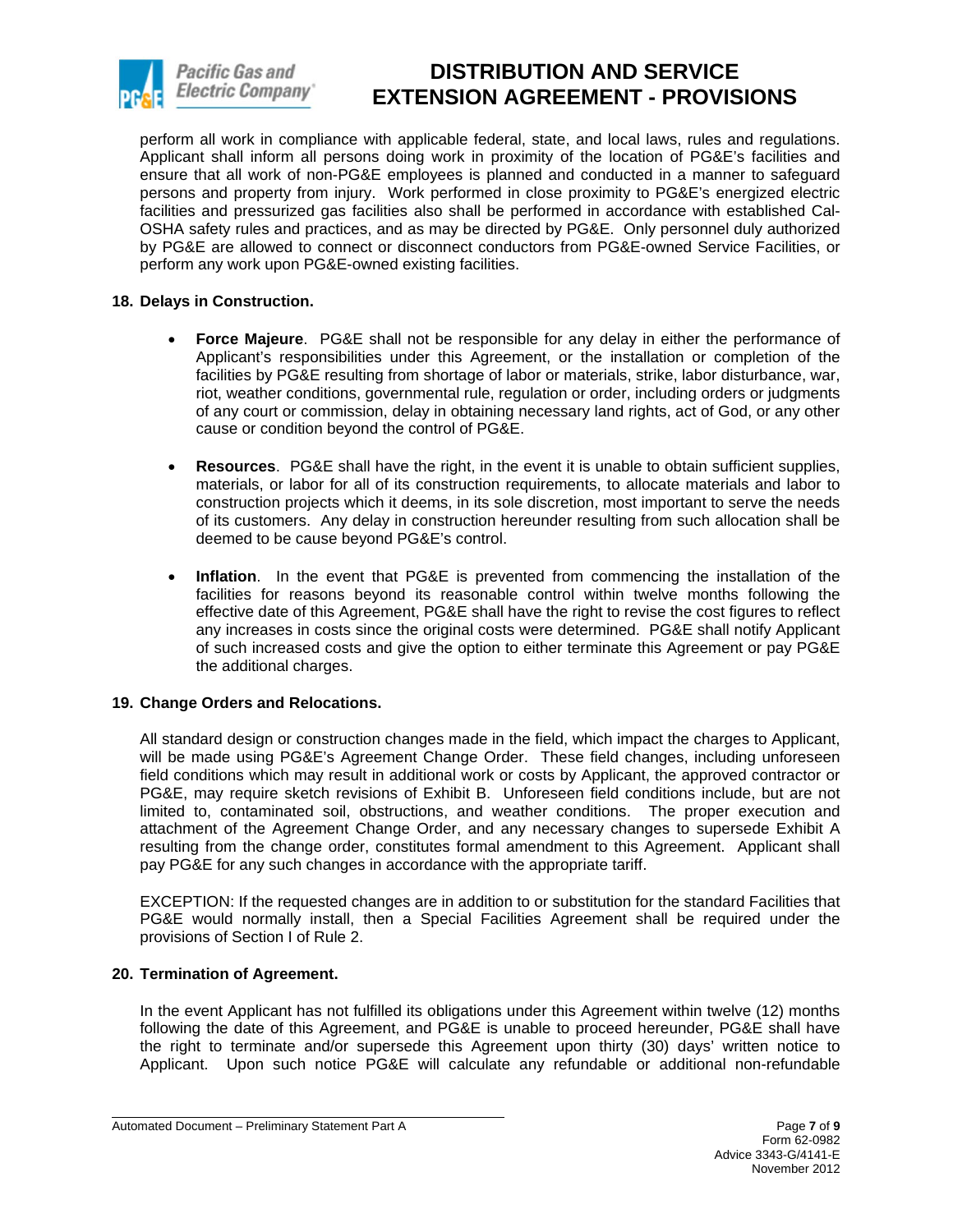perform all work in compliance with applicable federal, state, and local laws, rules and regulations. Applicant shall inform all persons doing work in proximity of the location of PG&E's facilities and ensure that all work of non-PG&E employees is planned and conducted in a manner to safeguard persons and property from injury. Work performed in close proximity to PG&E's energized electric facilities and pressurized gas facilities also shall be performed in accordance with established Cal-OSHA safety rules and practices, and as may be directed by PG&E. Only personnel duly authorized by PG&E are allowed to connect or disconnect conductors from PG&E-owned Service Facilities, or perform any work upon PG&E-owned existing facilities.

**18. Delays in Construction.**

- **Force Majeure**. PG&E shall not be responsible for any delay in either the performance of Applicant's responsibilities under this Agreement, or the installation or completion of the facilities by PG&E resulting from shortage of labor or materials, strike, labor disturbance, war, riot, weather conditions, governmental rule, regulation or order, including orders or judgments of any court or commission, delay in obtaining necessary land rights, act of God, or any other cause or condition beyond the control of PG&E.

- **Resources**. PG&E shall have the right, in the event it is unable to obtain sufficient supplies, materials, or labor for all of its construction requirements, to allocate materials and labor to construction projects which it deems, in its sole discretion, most important to serve the needs of its customers. Any delay in construction hereunder resulting from such allocation shall be deemed to be cause beyond PG&E's control.

- **Inflation**. In the event that PG&E is prevented from commencing the installation of the facilities for reasons beyond its reasonable control within twelve months following the effective date of this Agreement, PG&E shall have the right to revise the cost figures to reflect any increases in costs since the original costs were determined. PG&E shall notify Applicant of such increased costs and give the option to either terminate this Agreement or pay PG&E the additional charges.

**19. Change Orders and Relocations.**

All standard design or construction changes made in the field, which impact the charges to Applicant, will be made using PG&E's Agreement Change Order. These field changes, including unforeseen field conditions which may result in additional work or costs by Applicant, the approved contractor or PG&E, may require sketch revisions of Exhibit B. Unforeseen field conditions include, but are not limited to, contaminated soil, obstructions, and weather conditions. The proper execution and attachment of the Agreement Change Order, and any necessary changes to supersede Exhibit A resulting from the change order, constitutes formal amendment to this Agreement. Applicant shall pay PG&E for any such changes in accordance with the appropriate tariff.

EXCEPTION: If the requested changes are in addition to or substitution for the standard Facilities that PG&E would normally install, then a Special Facilities Agreement shall be required under the provisions of Section I of Rule 2.

**20. Termination of Agreement.**

In the event Applicant has not fulfilled its obligations under this Agreement within twelve (12) months following the date of this Agreement, and PG&E is unable to proceed hereunder, PG&E shall have the right to terminate and/or supersede this Agreement upon thirty (30) days' written notice to Applicant. Upon such notice PG&E will calculate any refundable or additional non-refundable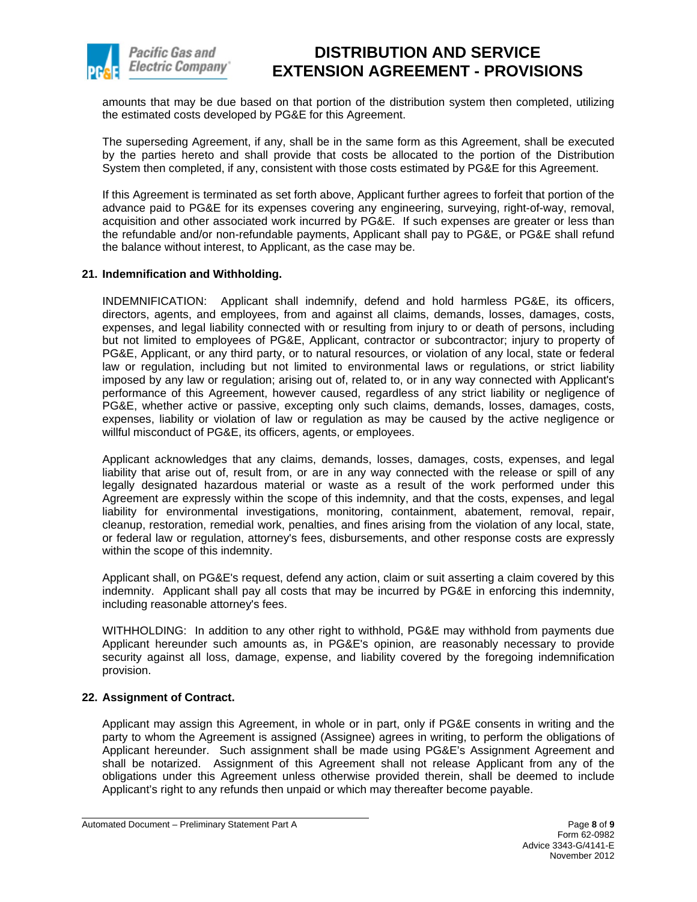amounts that may be due based on that portion of the distribution system then completed, utilizing the estimated costs developed by PG&E for this Agreement.

The superseding Agreement, if any, shall be in the same form as this Agreement, shall be executed by the parties hereto and shall provide that costs be allocated to the portion of the Distribution System then completed, if any, consistent with those costs estimated by PG&E for this Agreement.

If this Agreement is terminated as set forth above, Applicant further agrees to forfeit that portion of the advance paid to PG&E for its expenses covering any engineering, surveying, right-of-way, removal, acquisition and other associated work incurred by PG&E. If such expenses are greater or less than the refundable and/or non-refundable payments, Applicant shall pay to PG&E, or PG&E shall refund the balance without interest, to Applicant, as the case may be.

**21. Indemnification and Withholding.**

INDEMNIFICATION: Applicant shall indemnify, defend and hold harmless PG&E, its officers, directors, agents, and employees, from and against all claims, demands, losses, damages, costs, expenses, and legal liability connected with or resulting from injury to or death of persons, including but not limited to employees of PG&E, Applicant, contractor or subcontractor; injury to property of PG&E, Applicant, or any third party, or to natural resources, or violation of any local, state or federal law or regulation, including but not limited to environmental laws or regulations, or strict liability imposed by any law or regulation; arising out of, related to, or in any way connected with Applicant's performance of this Agreement, however caused, regardless of any strict liability or negligence of PG&E, whether active or passive, excepting only such claims, demands, losses, damages, costs, expenses, liability or violation of law or regulation as may be caused by the active negligence or willful misconduct of PG&E, its officers, agents, or employees.

Applicant acknowledges that any claims, demands, losses, damages, costs, expenses, and legal liability that arise out of, result from, or are in any way connected with the release or spill of any legally designated hazardous material or waste as a result of the work performed under this Agreement are expressly within the scope of this indemnity, and that the costs, expenses, and legal liability for environmental investigations, monitoring, containment, abatement, removal, repair, cleanup, restoration, remedial work, penalties, and fines arising from the violation of any local, state, or federal law or regulation, attorney's fees, disbursements, and other response costs are expressly within the scope of this indemnity.

Applicant shall, on PG&E's request, defend any action, claim or suit asserting a claim covered by this indemnity. Applicant shall pay all costs that may be incurred by PG&E in enforcing this indemnity, including reasonable attorney's fees.

WITHHOLDING: In addition to any other right to withhold, PG&E may withhold from payments due Applicant hereunder such amounts as, in PG&E's opinion, are reasonably necessary to provide security against all loss, damage, expense, and liability covered by the foregoing indemnification provision.

**22. Assignment of Contract.**

Applicant may assign this Agreement, in whole or in part, only if PG&E consents in writing and the party to whom the Agreement is assigned (Assignee) agrees in writing, to perform the obligations of Applicant hereunder. Such assignment shall be made using PG&E's Assignment Agreement and shall be notarized. Assignment of this Agreement shall not release Applicant from any of the obligations under this Agreement unless otherwise provided therein, shall be deemed to include Applicant's right to any refunds then unpaid or which may thereafter become payable.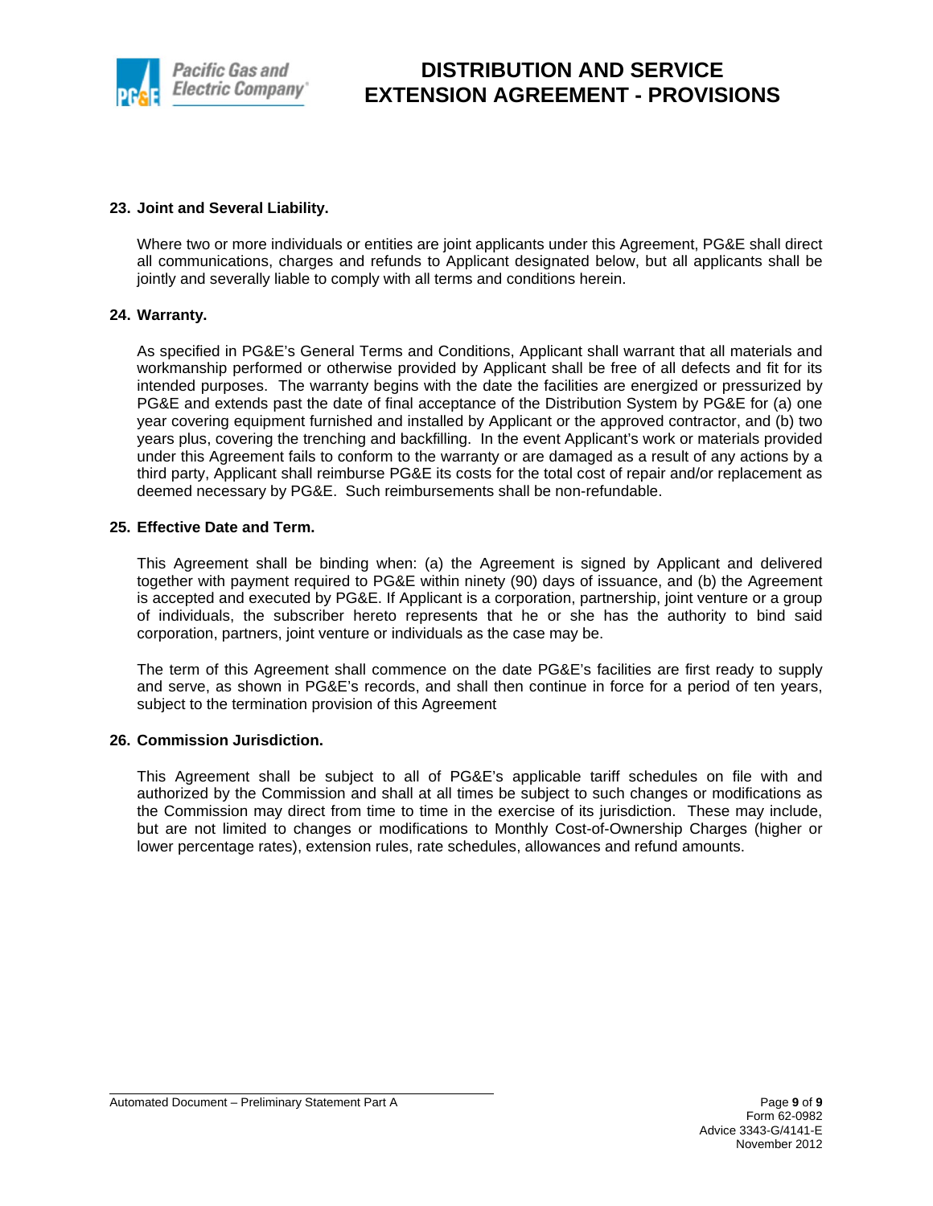### 23. Joint and Several Liability.

Where two or more individuals or entities are joint applicants under this Agreement, PG&E shall direct all communications, charges and refunds to Applicant designated below, but all applicants shall be jointly and severally liable to comply with all terms and conditions herein.

### 24. Warranty.

As specified in PG&E's General Terms and Conditions, Applicant shall warrant that all materials and workmanship performed or otherwise provided by Applicant shall be free of all defects and fit for its intended purposes. The warranty begins with the date the facilities are energized or pressurized by PG&E and extends past the date of final acceptance of the Distribution System by PG&E for (a) one year covering equipment furnished and installed by Applicant or the approved contractor, and (b) two years plus, covering the trenching and backfilling. In the event Applicant's work or materials provided under this Agreement fails to conform to the warranty or are damaged as a result of any actions by a third party, Applicant shall reimburse PG&E its costs for the total cost of repair and/or replacement as deemed necessary by PG&E. Such reimbursements shall be non-refundable.

### 25. Effective Date and Term.

This Agreement shall be binding when: (a) the Agreement is signed by Applicant and delivered together with payment required to PG&E within ninety (90) days of issuance, and (b) the Agreement is accepted and executed by PG&E. If Applicant is a corporation, partnership, joint venture or a group of individuals, the subscriber hereto represents that he or she has the authority to bind said corporation, partners, joint venture or individuals as the case may be.

The term of this Agreement shall commence on the date PG&E's facilities are first ready to supply and serve, as shown in PG&E's records, and shall then continue in force for a period of ten years, subject to the termination provision of this Agreement

### 26. Commission Jurisdiction.

This Agreement shall be subject to all of PG&E's applicable tariff schedules on file with and authorized by the Commission and shall at all times be subject to such changes or modifications as the Commission may direct from time to time in the exercise of its jurisdiction. These may include, but are not limited to changes or modifications to Monthly Cost-of-Ownership Charges (higher or lower percentage rates), extension rules, rate schedules, allowances and refund amounts.